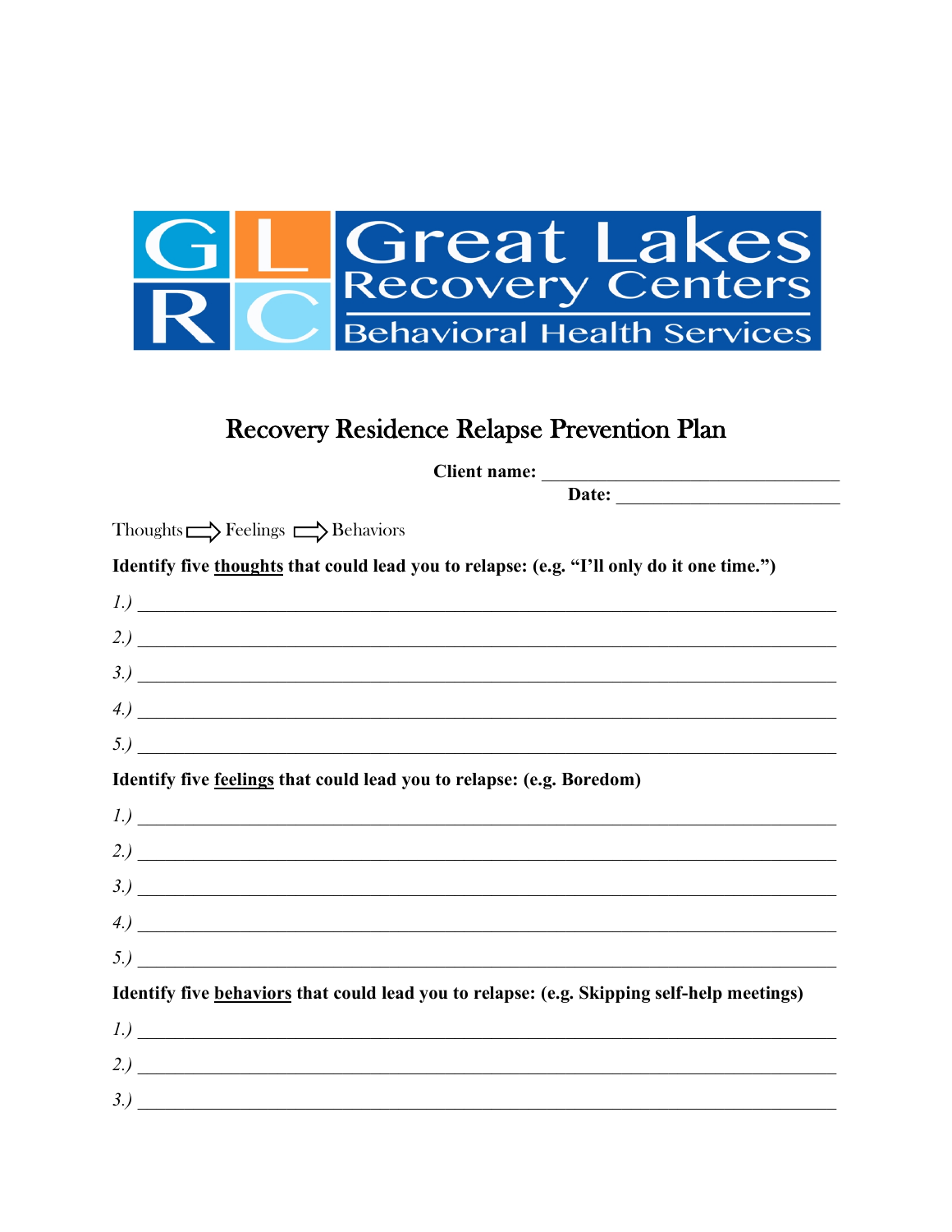# Recovery Residence Relapse Prevention Plan

**Client name:** ______________________________

**Date:** ______________________

Thoughts ⇨ Feelings ⇨ Behaviors

**Identify five thoughts that could lead you to relapse: (e.g. "I'll only do it one time.")**

*1.)* ______________________________________________________________________

*2.)* ______________________________________________________________________

*3.)* ______________________________________________________________________

*4.)* ______________________________________________________________________

*5.)* ______________________________________________________________________

**Identify five feelings that could lead you to relapse: (e.g. Boredom)**

*1.)* ______________________________________________________________________

*2.)* ______________________________________________________________________

*3.)* ______________________________________________________________________

*4.)* ______________________________________________________________________

*5.)* ______________________________________________________________________

**Identify five behaviors that could lead you to relapse: (e.g. Skipping self-help meetings)**

*1.)* ______________________________________________________________________

*2.)* ______________________________________________________________________

*3.)* ______________________________________________________________________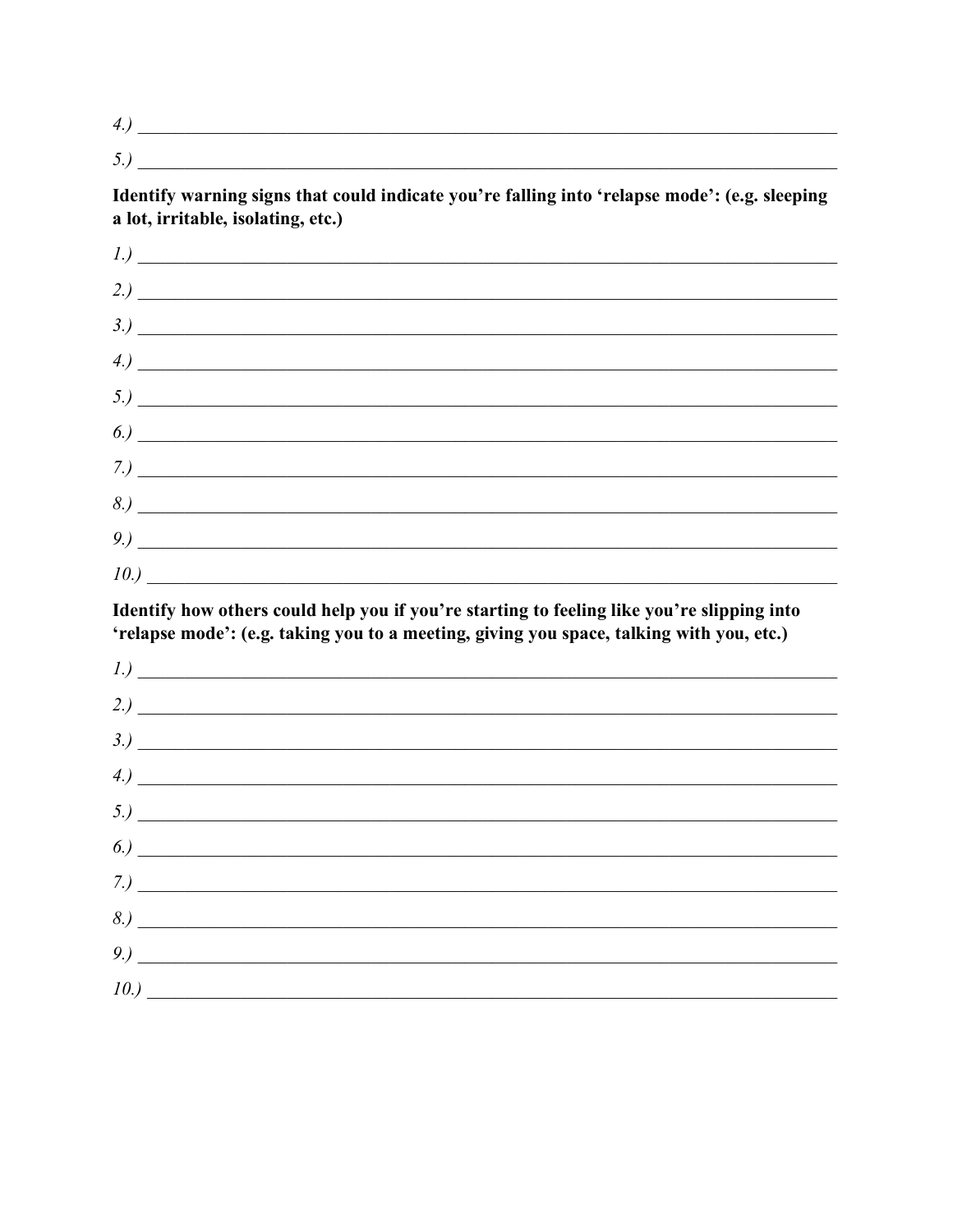*4.)* \_\_\_\_\_\_\_\_\_\_\_\_\_\_\_\_\_\_\_\_\_\_\_\_\_\_\_\_\_\_\_\_\_\_\_\_\_\_\_\_\_\_\_\_\_\_\_\_\_\_\_\_\_\_\_\_\_\_\_\_

*5.)* \_\_\_\_\_\_\_\_\_\_\_\_\_\_\_\_\_\_\_\_\_\_\_\_\_\_\_\_\_\_\_\_\_\_\_\_\_\_\_\_\_\_\_\_\_\_\_\_\_\_\_\_\_\_\_\_\_\_\_\_

**Identify warning signs that could indicate you're falling into 'relapse mode': (e.g. sleeping a lot, irritable, isolating, etc.)**

*1.)* \_\_\_\_\_\_\_\_\_\_\_\_\_\_\_\_\_\_\_\_\_\_\_\_\_\_\_\_\_\_\_\_\_\_\_\_\_\_\_\_\_\_\_\_\_\_\_\_\_\_\_\_\_\_\_\_\_\_\_\_

*2.)* \_\_\_\_\_\_\_\_\_\_\_\_\_\_\_\_\_\_\_\_\_\_\_\_\_\_\_\_\_\_\_\_\_\_\_\_\_\_\_\_\_\_\_\_\_\_\_\_\_\_\_\_\_\_\_\_\_\_\_\_

*3.)* \_\_\_\_\_\_\_\_\_\_\_\_\_\_\_\_\_\_\_\_\_\_\_\_\_\_\_\_\_\_\_\_\_\_\_\_\_\_\_\_\_\_\_\_\_\_\_\_\_\_\_\_\_\_\_\_\_\_\_\_

*4.)* \_\_\_\_\_\_\_\_\_\_\_\_\_\_\_\_\_\_\_\_\_\_\_\_\_\_\_\_\_\_\_\_\_\_\_\_\_\_\_\_\_\_\_\_\_\_\_\_\_\_\_\_\_\_\_\_\_\_\_\_

*5.)* \_\_\_\_\_\_\_\_\_\_\_\_\_\_\_\_\_\_\_\_\_\_\_\_\_\_\_\_\_\_\_\_\_\_\_\_\_\_\_\_\_\_\_\_\_\_\_\_\_\_\_\_\_\_\_\_\_\_\_\_

*6.)* \_\_\_\_\_\_\_\_\_\_\_\_\_\_\_\_\_\_\_\_\_\_\_\_\_\_\_\_\_\_\_\_\_\_\_\_\_\_\_\_\_\_\_\_\_\_\_\_\_\_\_\_\_\_\_\_\_\_\_\_

*7.)* \_\_\_\_\_\_\_\_\_\_\_\_\_\_\_\_\_\_\_\_\_\_\_\_\_\_\_\_\_\_\_\_\_\_\_\_\_\_\_\_\_\_\_\_\_\_\_\_\_\_\_\_\_\_\_\_\_\_\_\_

*8.)* \_\_\_\_\_\_\_\_\_\_\_\_\_\_\_\_\_\_\_\_\_\_\_\_\_\_\_\_\_\_\_\_\_\_\_\_\_\_\_\_\_\_\_\_\_\_\_\_\_\_\_\_\_\_\_\_\_\_\_\_

*9.)* \_\_\_\_\_\_\_\_\_\_\_\_\_\_\_\_\_\_\_\_\_\_\_\_\_\_\_\_\_\_\_\_\_\_\_\_\_\_\_\_\_\_\_\_\_\_\_\_\_\_\_\_\_\_\_\_\_\_\_\_

*10.)* \_\_\_\_\_\_\_\_\_\_\_\_\_\_\_\_\_\_\_\_\_\_\_\_\_\_\_\_\_\_\_\_\_\_\_\_\_\_\_\_\_\_\_\_\_\_\_\_\_\_\_\_\_\_\_\_\_\_\_

**Identify how others could help you if you're starting to feeling like you're slipping into 'relapse mode': (e.g. taking you to a meeting, giving you space, talking with you, etc.)**

*1.)* \_\_\_\_\_\_\_\_\_\_\_\_\_\_\_\_\_\_\_\_\_\_\_\_\_\_\_\_\_\_\_\_\_\_\_\_\_\_\_\_\_\_\_\_\_\_\_\_\_\_\_\_\_\_\_\_\_\_\_\_

*2.)* \_\_\_\_\_\_\_\_\_\_\_\_\_\_\_\_\_\_\_\_\_\_\_\_\_\_\_\_\_\_\_\_\_\_\_\_\_\_\_\_\_\_\_\_\_\_\_\_\_\_\_\_\_\_\_\_\_\_\_\_

*3.)* \_\_\_\_\_\_\_\_\_\_\_\_\_\_\_\_\_\_\_\_\_\_\_\_\_\_\_\_\_\_\_\_\_\_\_\_\_\_\_\_\_\_\_\_\_\_\_\_\_\_\_\_\_\_\_\_\_\_\_\_

*4.)* \_\_\_\_\_\_\_\_\_\_\_\_\_\_\_\_\_\_\_\_\_\_\_\_\_\_\_\_\_\_\_\_\_\_\_\_\_\_\_\_\_\_\_\_\_\_\_\_\_\_\_\_\_\_\_\_\_\_\_\_

*5.)* \_\_\_\_\_\_\_\_\_\_\_\_\_\_\_\_\_\_\_\_\_\_\_\_\_\_\_\_\_\_\_\_\_\_\_\_\_\_\_\_\_\_\_\_\_\_\_\_\_\_\_\_\_\_\_\_\_\_\_\_

*6.)* \_\_\_\_\_\_\_\_\_\_\_\_\_\_\_\_\_\_\_\_\_\_\_\_\_\_\_\_\_\_\_\_\_\_\_\_\_\_\_\_\_\_\_\_\_\_\_\_\_\_\_\_\_\_\_\_\_\_\_\_

*7.)* \_\_\_\_\_\_\_\_\_\_\_\_\_\_\_\_\_\_\_\_\_\_\_\_\_\_\_\_\_\_\_\_\_\_\_\_\_\_\_\_\_\_\_\_\_\_\_\_\_\_\_\_\_\_\_\_\_\_\_\_

*8.)* \_\_\_\_\_\_\_\_\_\_\_\_\_\_\_\_\_\_\_\_\_\_\_\_\_\_\_\_\_\_\_\_\_\_\_\_\_\_\_\_\_\_\_\_\_\_\_\_\_\_\_\_\_\_\_\_\_\_\_\_

*9.)* \_\_\_\_\_\_\_\_\_\_\_\_\_\_\_\_\_\_\_\_\_\_\_\_\_\_\_\_\_\_\_\_\_\_\_\_\_\_\_\_\_\_\_\_\_\_\_\_\_\_\_\_\_\_\_\_\_\_\_\_

*10.)* \_\_\_\_\_\_\_\_\_\_\_\_\_\_\_\_\_\_\_\_\_\_\_\_\_\_\_\_\_\_\_\_\_\_\_\_\_\_\_\_\_\_\_\_\_\_\_\_\_\_\_\_\_\_\_\_\_\_\_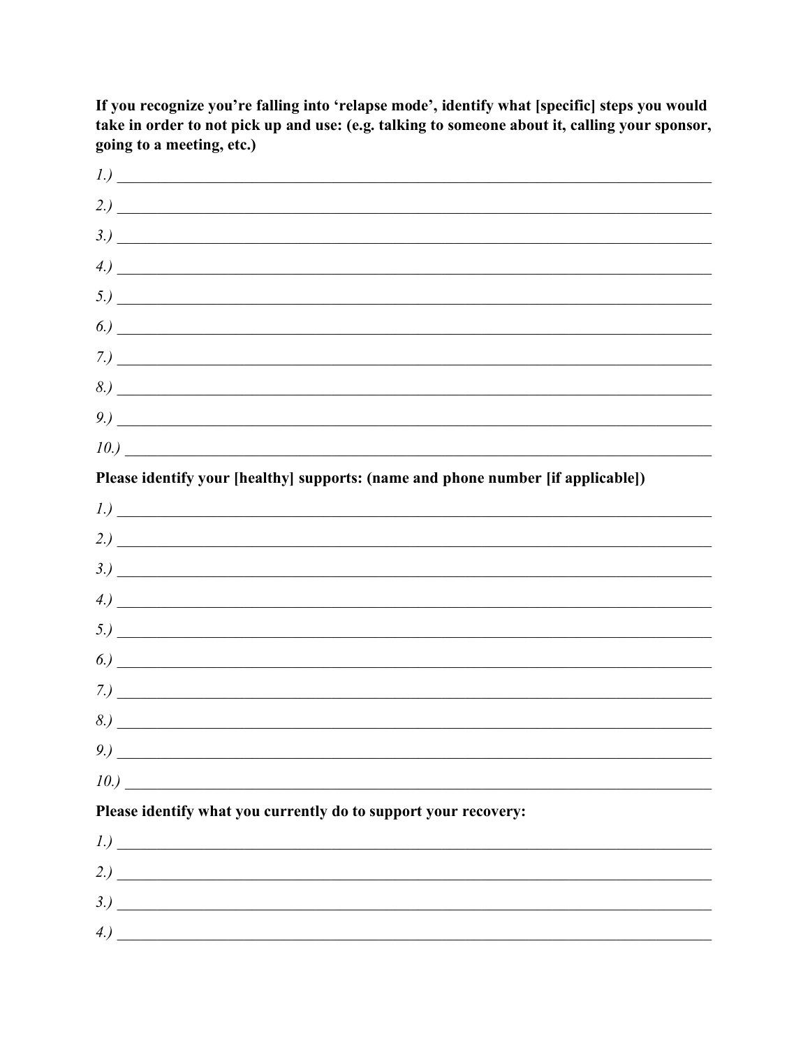**If you recognize you're falling into 'relapse mode', identify what [specific] steps you would take in order to not pick up and use: (e.g. talking to someone about it, calling your sponsor, going to a meeting, etc.)**

*1.)* ______________________________________________________________________

*2.)* ______________________________________________________________________

*3.)* ______________________________________________________________________

*4.)* ______________________________________________________________________

*5.)* ______________________________________________________________________

*6.)* ______________________________________________________________________

*7.)* ______________________________________________________________________

*8.)* ______________________________________________________________________

*9.)* ______________________________________________________________________

*10.)* _____________________________________________________________________

**Please identify your [healthy] supports: (name and phone number [if applicable])**

*1.)* ______________________________________________________________________

*2.)* ______________________________________________________________________

*3.)* ______________________________________________________________________

*4.)* ______________________________________________________________________

*5.)* ______________________________________________________________________

*6.)* ______________________________________________________________________

*7.)* ______________________________________________________________________

*8.)* ______________________________________________________________________

*9.)* ______________________________________________________________________

*10.)* _____________________________________________________________________

**Please identify what you currently do to support your recovery:**

*1.)* ______________________________________________________________________

*2.)* ______________________________________________________________________

*3.)* ______________________________________________________________________

*4.)* ______________________________________________________________________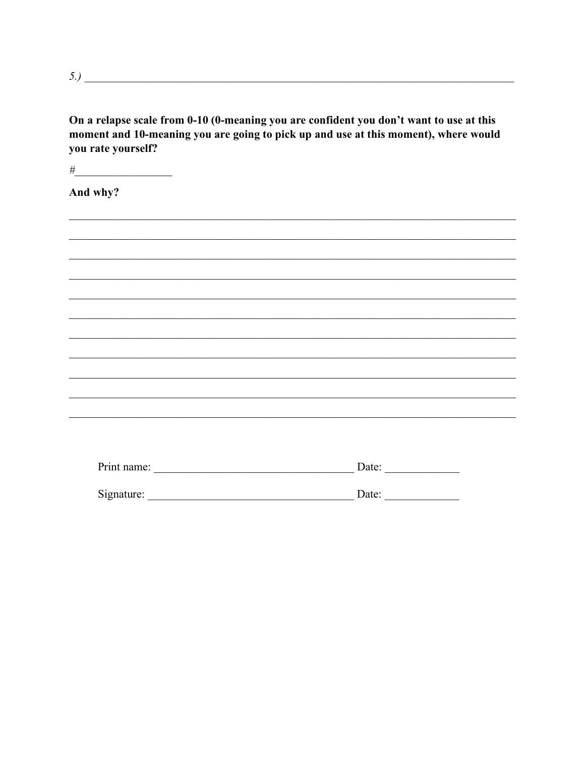*5.)* ___________________________________________________________________________

**On a relapse scale from 0-10 (0-meaning you are confident you don't want to use at this moment and 10-meaning you are going to pick up and use at this moment), where would you rate yourself?**

#_________________

**And why?**

_______________________________________________________________________________

_______________________________________________________________________________

_______________________________________________________________________________

_______________________________________________________________________________

_______________________________________________________________________________

_______________________________________________________________________________

_______________________________________________________________________________

_______________________________________________________________________________

_______________________________________________________________________________

_______________________________________________________________________________

_______________________________________________________________________________

Print name: ___________________________________ Date: _____________

Signature: ____________________________________ Date: _____________